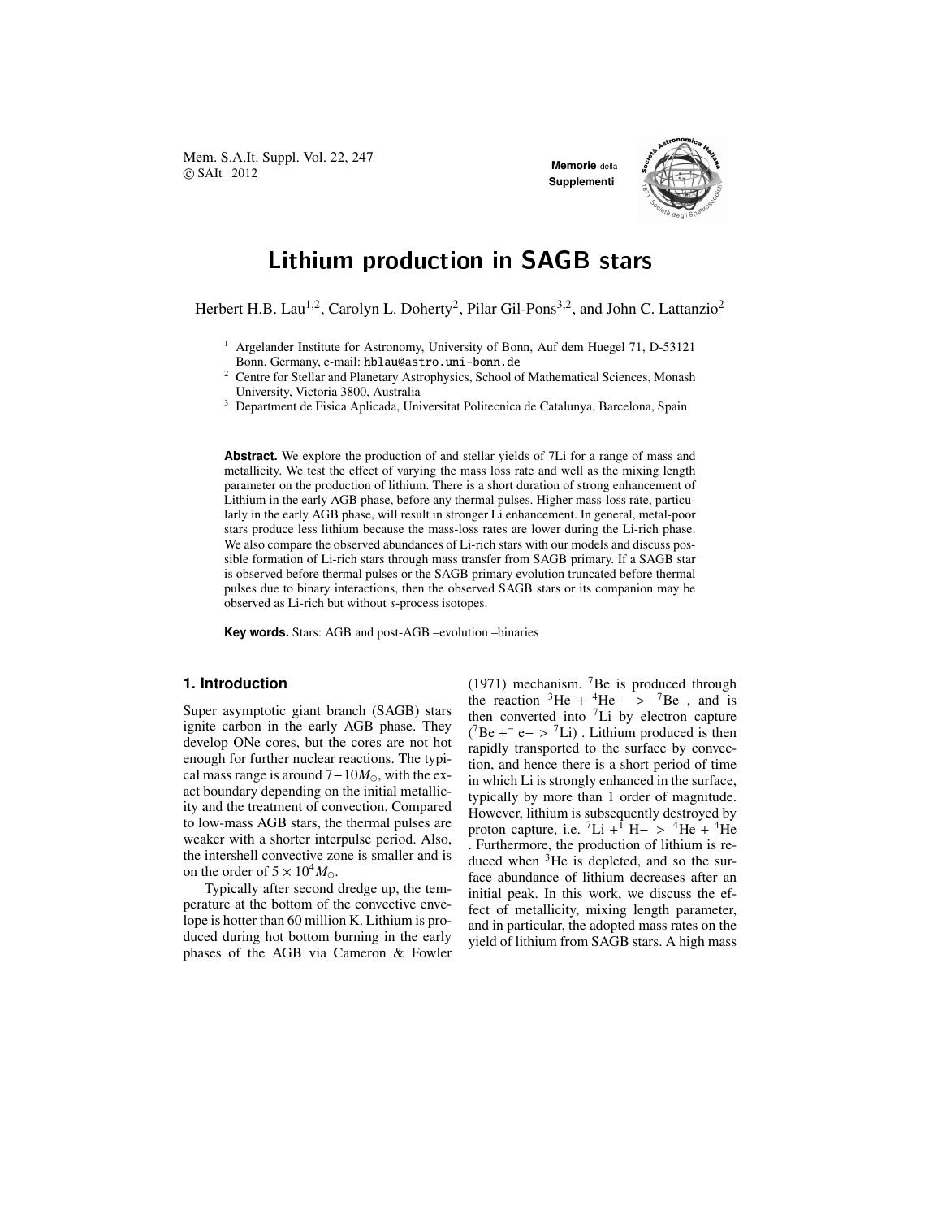# Lithium production in SAGB stars

Herbert H.B. Lau[1,2], Carolyn L. Doherty[2], Pilar Gil-Pons[3,2], and John C. Lattanzio[2]

[1] Argelander Institute for Astronomy, University of Bonn, Auf dem Huegel 71, D-53121 Bonn, Germany, e-mail: hblau@astro.uni-bonn.de

[2] Centre for Stellar and Planetary Astrophysics, School of Mathematical Sciences, Monash University, Victoria 3800, Australia

[3] Department de Fisica Aplicada, Universitat Politecnica de Catalunya, Barcelona, Spain

**Abstract.** We explore the production of and stellar yields of 7Li for a range of mass and metallicity. We test the effect of varying the mass loss rate and well as the mixing length parameter on the production of lithium. There is a short duration of strong enhancement of Lithium in the early AGB phase, before any thermal pulses. Higher mass-loss rate, particularly in the early AGB phase, will result in stronger Li enhancement. In general, metal-poor stars produce less lithium because the mass-loss rates are lower during the Li-rich phase. We also compare the observed abundances of Li-rich stars with our models and discuss possible formation of Li-rich stars through mass transfer from SAGB primary. If a SAGB star is observed before thermal pulses or the SAGB primary evolution truncated before thermal pulses due to binary interactions, then the observed SAGB stars or its companion may be observed as Li-rich but without *s*-process isotopes.

**Key words.** Stars: AGB and post-AGB –evolution –binaries

## 1. Introduction

Super asymptotic giant branch (SAGB) stars ignite carbon in the early AGB phase. They develop ONe cores, but the cores are not hot enough for further nuclear reactions. The typical mass range is around $7-10M_{\odot}$, with the exact boundary depending on the initial metallicity and the treatment of convection. Compared to low-mass AGB stars, the thermal pulses are weaker with a shorter interpulse period. Also, the intershell convective zone is smaller and is on the order of $5 \times 10^{4} M_{\odot}$.

Typically after second dredge up, the temperature at the bottom of the convective envelope is hotter than 60 million K. Lithium is produced during hot bottom burning in the early phases of the AGB via Cameron & Fowler (1971) mechanism. $^{7}$Be is produced through the reaction $^{3}$He + $^{4}$He$- >$ $^{7}$Be , and is then converted into $^{7}$Li by electron capture ($^{7}$Be +$^{-}$ e$- >$ $^{7}$Li) . Lithium produced is then rapidly transported to the surface by convection, and hence there is a short period of time in which Li is strongly enhanced in the surface, typically by more than 1 order of magnitude. However, lithium is subsequently destroyed by proton capture, i.e. $^{7}$Li +$^{1}$ H$- >$ $^{4}$He + $^{4}$He . Furthermore, the production of lithium is reduced when $^{3}$He is depleted, and so the surface abundance of lithium decreases after an initial peak. In this work, we discuss the effect of metallicity, mixing length parameter, and in particular, the adopted mass rates on the yield of lithium from SAGB stars. A high mass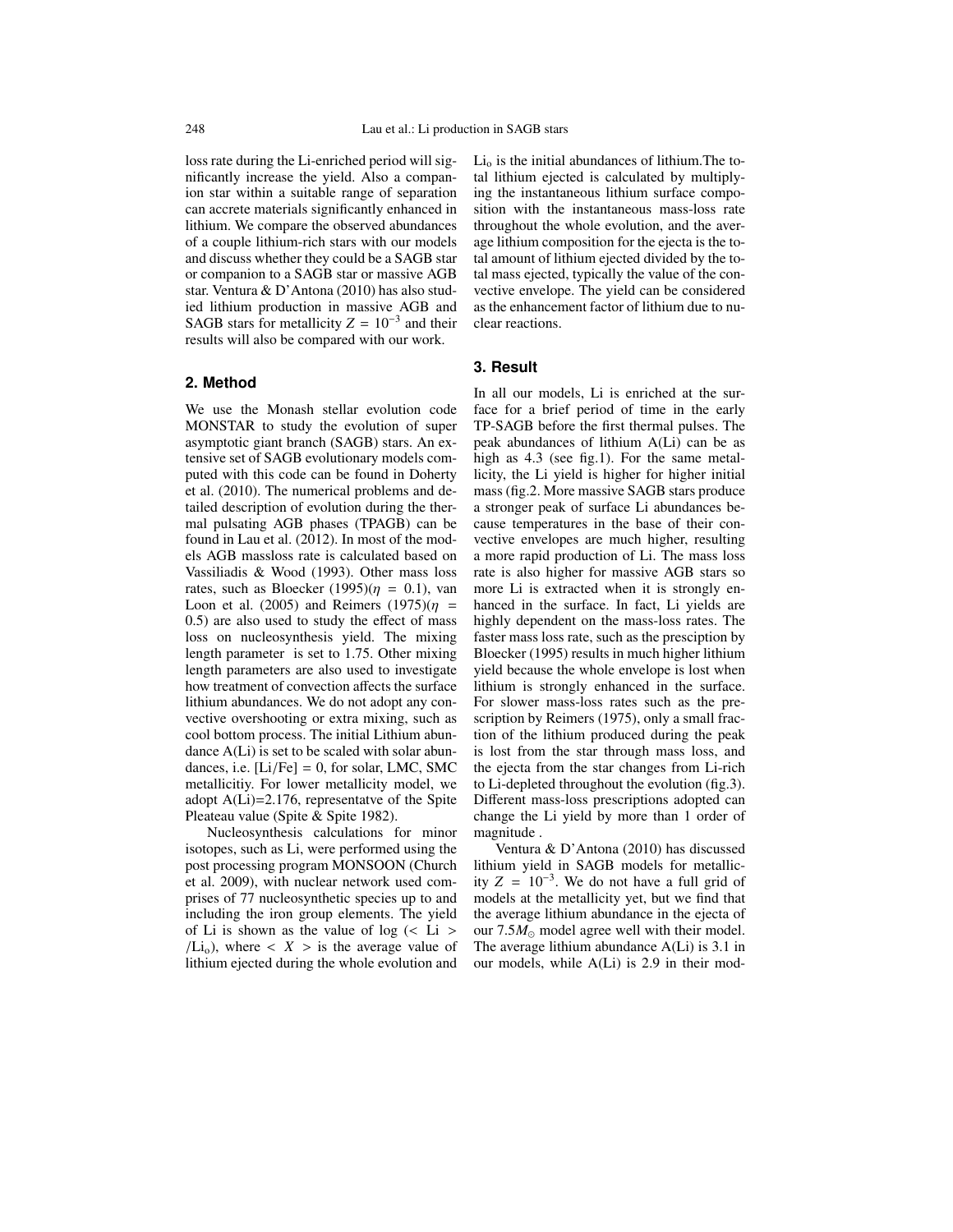loss rate during the Li-enriched period will significantly increase the yield. Also a companion star within a suitable range of separation can accrete materials significantly enhanced in lithium. We compare the observed abundances of a couple lithium-rich stars with our models and discuss whether they could be a SAGB star or companion to a SAGB star or massive AGB star. Ventura & D'Antona (2010) has also studied lithium production in massive AGB and SAGB stars for metallicity $Z = 10^{-3}$ and their results will also be compared with our work.

## 2. Method

We use the Monash stellar evolution code MONSTAR to study the evolution of super asymptotic giant branch (SAGB) stars. An extensive set of SAGB evolutionary models computed with this code can be found in Doherty et al. (2010). The numerical problems and detailed description of evolution during the thermal pulsating AGB phases (TPAGB) can be found in Lau et al. (2012). In most of the models AGB massloss rate is calculated based on Vassiliadis & Wood (1993). Other mass loss rates, such as Bloecker (1995)($\eta = 0.1$), van Loon et al. (2005) and Reimers (1975)($\eta = 0.5$) are also used to study the effect of mass loss on nucleosynthesis yield. The mixing length parameter is set to 1.75. Other mixing length parameters are also used to investigate how treatment of convection affects the surface lithium abundances. We do not adopt any convective overshooting or extra mixing, such as cool bottom process. The initial Lithium abundance A(Li) is set to be scaled with solar abundances, i.e. [Li/Fe] = 0, for solar, LMC, SMC metallicitiy. For lower metallicity model, we adopt A(Li)=2.176, representatve of the Spite Pleateau value (Spite & Spite 1982).

Nucleosynthesis calculations for minor isotopes, such as Li, were performed using the post processing program MONSOON (Church et al. 2009), with nuclear network used comprises of 77 nucleosynthetic species up to and including the iron group elements. The yield of Li is shown as the value of $\log(<\mathrm{Li}>/\mathrm{Li_o})$, where $<X>$ is the average value of lithium ejected during the whole evolution and $\mathrm{Li_o}$ is the initial abundances of lithium. The total lithium ejected is calculated by multiplying the instantaneous lithium surface composition with the instantaneous mass-loss rate throughout the whole evolution, and the average lithium composition for the ejecta is the total amount of lithium ejected divided by the total mass ejected, typically the value of the convective envelope. The yield can be considered as the enhancement factor of lithium due to nuclear reactions.

## 3. Result

In all our models, Li is enriched at the surface for a brief period of time in the early TP-SAGB before the first thermal pulses. The peak abundances of lithium A(Li) can be as high as 4.3 (see fig.1). For the same metallicity, the Li yield is higher for higher initial mass (fig.2. More massive SAGB stars produce a stronger peak of surface Li abundances because temperatures in the base of their convective envelopes are much higher, resulting a more rapid production of Li. The mass loss rate is also higher for massive AGB stars so more Li is extracted when it is strongly enhanced in the surface. In fact, Li yields are highly dependent on the mass-loss rates. The faster mass loss rate, such as the presciption by Bloecker (1995) results in much higher lithium yield because the whole envelope is lost when lithium is strongly enhanced in the surface. For slower mass-loss rates such as the prescription by Reimers (1975), only a small fraction of the lithium produced during the peak is lost from the star through mass loss, and the ejecta from the star changes from Li-rich to Li-depleted throughout the evolution (fig.3). Different mass-loss prescriptions adopted can change the Li yield by more than 1 order of magnitude .

Ventura & D'Antona (2010) has discussed lithium yield in SAGB models for metallicity $Z = 10^{-3}$. We do not have a full grid of models at the metallicity yet, but we find that the average lithium abundance in the ejecta of our $7.5 M_{\odot}$ model agree well with their model. The average lithium abundance A(Li) is 3.1 in our models, while A(Li) is 2.9 in their mod-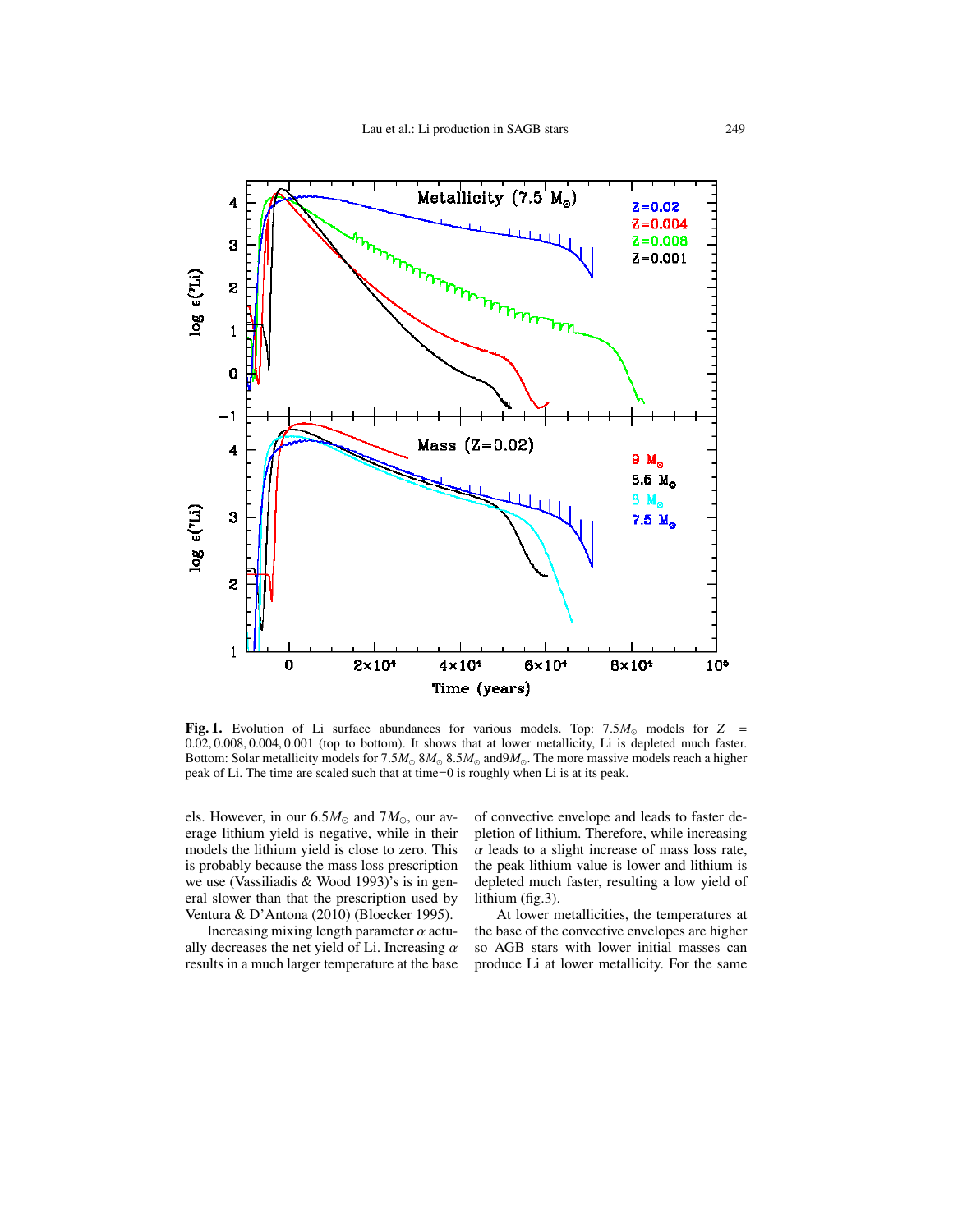**Fig. 1.** Evolution of Li surface abundances for various models. Top: $7.5M_{\odot}$ models for $Z = 0.02, 0.008, 0.004, 0.001$ (top to bottom). It shows that at lower metallicity, Li is depleted much faster. Bottom: Solar metallicity models for $7.5M_{\odot}$ $8M_{\odot}$ $8.5M_{\odot}$ and$9M_{\odot}$. The more massive models reach a higher peak of Li. The time are scaled such that at time=0 is roughly when Li is at its peak.

els. However, in our $6.5M_{\odot}$ and $7M_{\odot}$, our average lithium yield is negative, while in their models the lithium yield is close to zero. This is probably because the mass loss prescription we use (Vassiliadis & Wood 1993)'s is in general slower than that the prescription used by Ventura & D'Antona (2010) (Bloecker 1995).

Increasing mixing length parameter $\alpha$ actually decreases the net yield of Li. Increasing $\alpha$ results in a much larger temperature at the base of convective envelope and leads to faster depletion of lithium. Therefore, while increasing $\alpha$ leads to a slight increase of mass loss rate, the peak lithium value is lower and lithium is depleted much faster, resulting a low yield of lithium (fig.3).

At lower metallicities, the temperatures at the base of the convective envelopes are higher so AGB stars with lower initial masses can produce Li at lower metallicity. For the same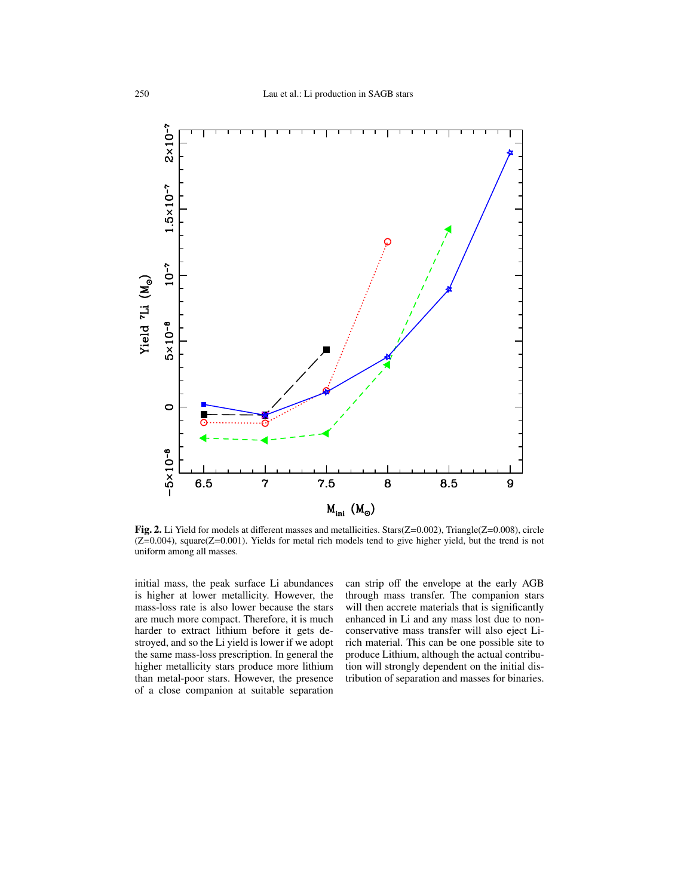**Fig. 2.** Li Yield for models at different masses and metallicities. Stars(Z=0.002), Triangle(Z=0.008), circle (Z=0.004), square(Z=0.001). Yields for metal rich models tend to give higher yield, but the trend is not uniform among all masses.

initial mass, the peak surface Li abundances is higher at lower metallicity. However, the mass-loss rate is also lower because the stars are much more compact. Therefore, it is much harder to extract lithium before it gets destroyed, and so the Li yield is lower if we adopt the same mass-loss prescription. In general the higher metallicity stars produce more lithium than metal-poor stars. However, the presence of a close companion at suitable separation can strip off the envelope at the early AGB through mass transfer. The companion stars will then accrete materials that is significantly enhanced in Li and any mass lost due to non-conservative mass transfer will also eject Li-rich material. This can be one possible site to produce Lithium, although the actual contribution will strongly dependent on the initial distribution of separation and masses for binaries.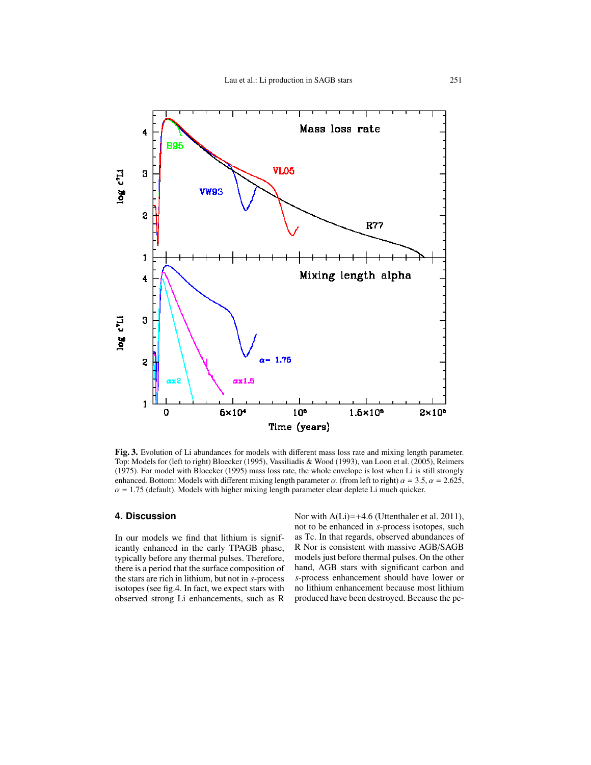**Fig. 3.** Evolution of Li abundances for models with different mass loss rate and mixing length parameter. Top: Models for (left to right) Bloecker (1995), Vassiliadis & Wood (1993), van Loon et al. (2005), Reimers (1975). For model with Bloecker (1995) mass loss rate, the whole envelope is lost when Li is still strongly enhanced. Bottom: Models with different mixing length parameter $\alpha$. (from left to right) $\alpha$ = 3.5, $\alpha$ = 2.625, $\alpha$ = 1.75 (default). Models with higher mixing length parameter clear deplete Li much quicker.

## 4. Discussion

In our models we find that lithium is significantly enhanced in the early TPAGB phase, typically before any thermal pulses. Therefore, there is a period that the surface composition of the stars are rich in lithium, but not in *s*-process isotopes (see fig.4. In fact, we expect stars with observed strong Li enhancements, such as R Nor with A(Li)=+4.6 (Uttenthaler et al. 2011), not to be enhanced in *s*-process isotopes, such as Tc. In that regards, observed abundances of R Nor is consistent with massive AGB/SAGB models just before thermal pulses. On the other hand, AGB stars with significant carbon and *s*-process enhancement should have lower or no lithium enhancement because most lithium produced have been destroyed. Because the pe-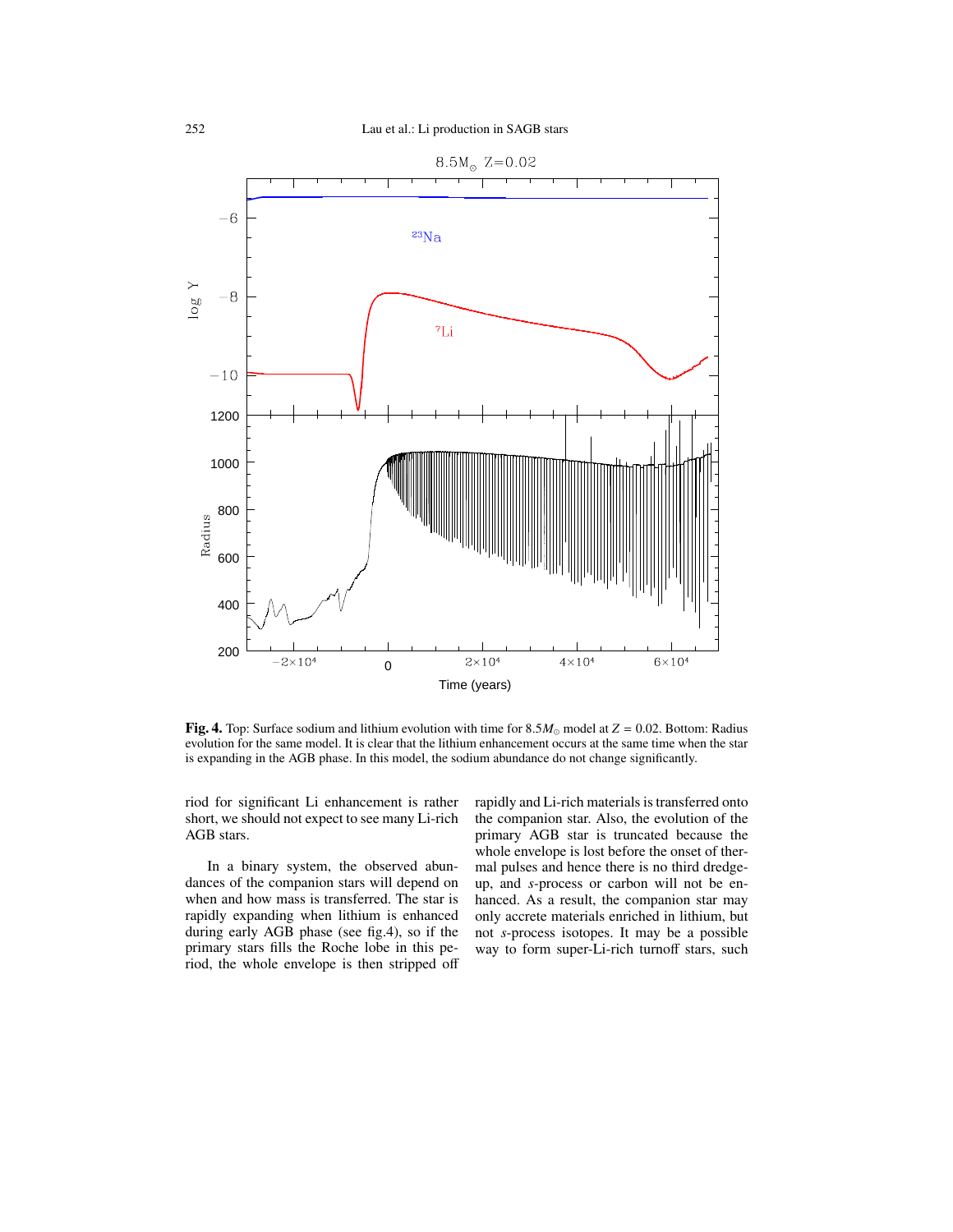**Fig. 4.** Top: Surface sodium and lithium evolution with time for $8.5M_{\odot}$ model at $Z = 0.02$. Bottom: Radius evolution for the same model. It is clear that the lithium enhancement occurs at the same time when the star is expanding in the AGB phase. In this model, the sodium abundance do not change significantly.

riod for significant Li enhancement is rather short, we should not expect to see many Li-rich AGB stars.

In a binary system, the observed abundances of the companion stars will depend on when and how mass is transferred. The star is rapidly expanding when lithium is enhanced during early AGB phase (see fig.4), so if the primary stars fills the Roche lobe in this period, the whole envelope is then stripped off rapidly and Li-rich materials is transferred onto the companion star. Also, the evolution of the primary AGB star is truncated because the whole envelope is lost before the onset of thermal pulses and hence there is no third dredge-up, and *s*-process or carbon will not be enhanced. As a result, the companion star may only accrete materials enriched in lithium, but not *s*-process isotopes. It may be a possible way to form super-Li-rich turnoff stars, such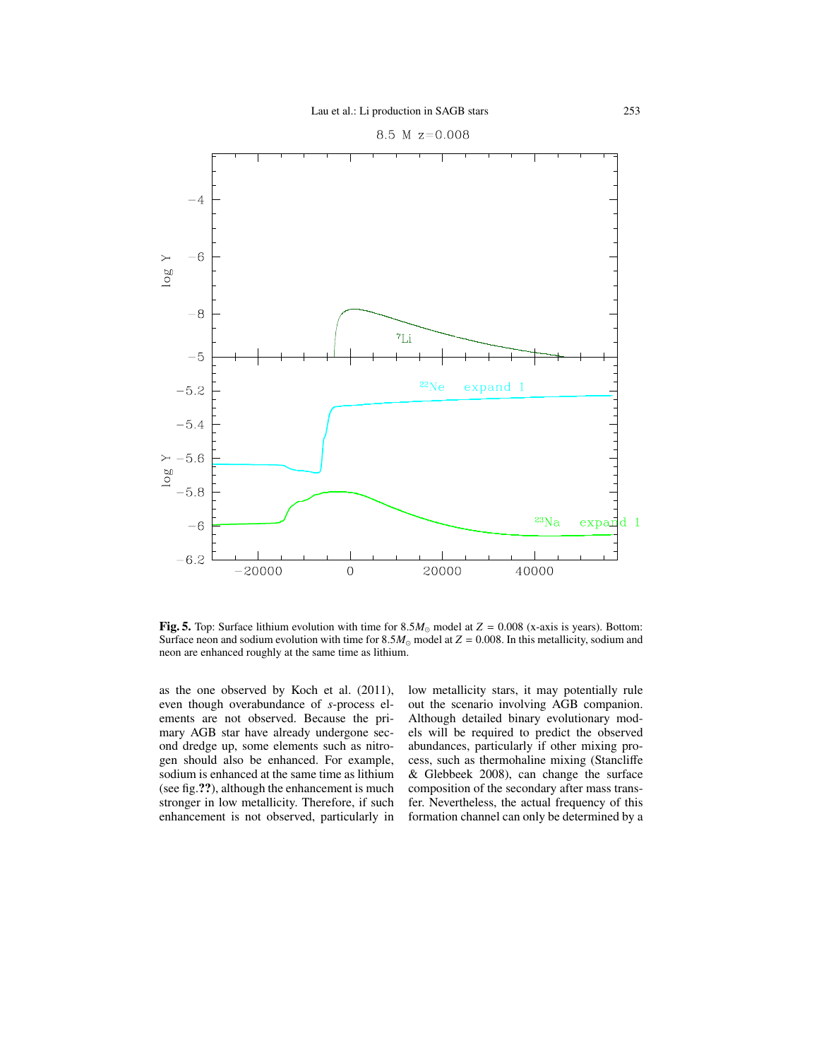**Fig. 5.** Top: Surface lithium evolution with time for $8.5 M_{\odot}$ model at $Z = 0.008$ (x-axis is years). Bottom: Surface neon and sodium evolution with time for $8.5 M_{\odot}$ model at $Z = 0.008$. In this metallicity, sodium and neon are enhanced roughly at the same time as lithium.

as the one observed by Koch et al. (2011), even though overabundance of *s*-process elements are not observed. Because the primary AGB star have already undergone second dredge up, some elements such as nitrogen should also be enhanced. For example, sodium is enhanced at the same time as lithium (see fig.**??**), although the enhancement is much stronger in low metallicity. Therefore, if such enhancement is not observed, particularly in low metallicity stars, it may potentially rule out the scenario involving AGB companion. Although detailed binary evolutionary models will be required to predict the observed abundances, particularly if other mixing process, such as thermohaline mixing (Stancliffe & Glebbeek 2008), can change the surface composition of the secondary after mass transfer. Nevertheless, the actual frequency of this formation channel can only be determined by a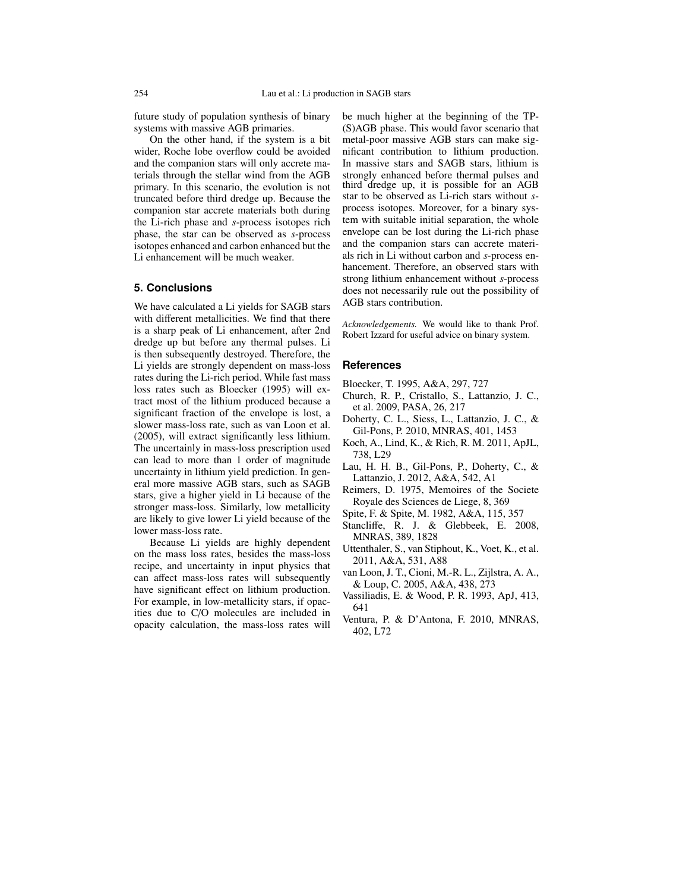future study of population synthesis of binary systems with massive AGB primaries.

On the other hand, if the system is a bit wider, Roche lobe overflow could be avoided and the companion stars will only accrete materials through the stellar wind from the AGB primary. In this scenario, the evolution is not truncated before third dredge up. Because the companion star accrete materials both during the Li-rich phase and *s*-process isotopes rich phase, the star can be observed as *s*-process isotopes enhanced and carbon enhanced but the Li enhancement will be much weaker.

## 5. Conclusions

We have calculated a Li yields for SAGB stars with different metallicities. We find that there is a sharp peak of Li enhancement, after 2nd dredge up but before any thermal pulses. Li is then subsequently destroyed. Therefore, the Li yields are strongly dependent on mass-loss rates during the Li-rich period. While fast mass loss rates such as Bloecker (1995) will extract most of the lithium produced because a significant fraction of the envelope is lost, a slower mass-loss rate, such as van Loon et al. (2005), will extract significantly less lithium. The uncertainly in mass-loss prescription used can lead to more than 1 order of magnitude uncertainty in lithium yield prediction. In general more massive AGB stars, such as SAGB stars, give a higher yield in Li because of the stronger mass-loss. Similarly, low metallicity are likely to give lower Li yield because of the lower mass-loss rate.

Because Li yields are highly dependent on the mass loss rates, besides the mass-loss recipe, and uncertainty in input physics that can affect mass-loss rates will subsequently have significant effect on lithium production. For example, in low-metallicity stars, if opacities due to C/O molecules are included in opacity calculation, the mass-loss rates will be much higher at the beginning of the TP-(S)AGB phase. This would favor scenario that metal-poor massive AGB stars can make significant contribution to lithium production. In massive stars and SAGB stars, lithium is strongly enhanced before thermal pulses and third dredge up, it is possible for an AGB star to be observed as Li-rich stars without *s*-process isotopes. Moreover, for a binary system with suitable initial separation, the whole envelope can be lost during the Li-rich phase and the companion stars can accrete materials rich in Li without carbon and *s*-process enhancement. Therefore, an observed stars with strong lithium enhancement without *s*-process does not necessarily rule out the possibility of AGB stars contribution.

*Acknowledgements.* We would like to thank Prof. Robert Izzard for useful advice on binary system.

## References

Bloecker, T. 1995, A&A, 297, 727

Church, R. P., Cristallo, S., Lattanzio, J. C., et al. 2009, PASA, 26, 217

Doherty, C. L., Siess, L., Lattanzio, J. C., & Gil-Pons, P. 2010, MNRAS, 401, 1453

Koch, A., Lind, K., & Rich, R. M. 2011, ApJL, 738, L29

Lau, H. H. B., Gil-Pons, P., Doherty, C., & Lattanzio, J. 2012, A&A, 542, A1

Reimers, D. 1975, Memoires of the Societe Royale des Sciences de Liege, 8, 369

Spite, F. & Spite, M. 1982, A&A, 115, 357

Stancliffe, R. J. & Glebbeek, E. 2008, MNRAS, 389, 1828

Uttenthaler, S., van Stiphout, K., Voet, K., et al. 2011, A&A, 531, A88

van Loon, J. T., Cioni, M.-R. L., Zijlstra, A. A., & Loup, C. 2005, A&A, 438, 273

Vassiliadis, E. & Wood, P. R. 1993, ApJ, 413, 641

Ventura, P. & D'Antona, F. 2010, MNRAS, 402, L72